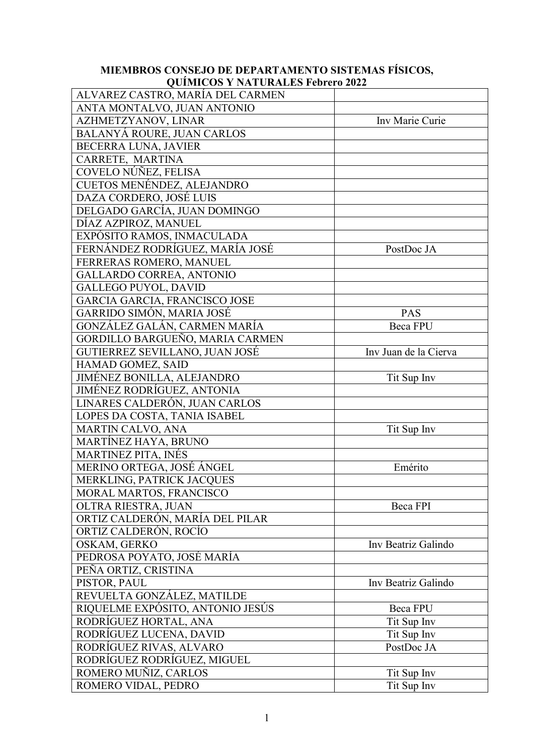**MIEMBROS CONSEJO DE DEPARTAMENTO SISTEMAS FÍSICOS, QUÍMICOS Y NATURALES Febrero 2022**

| | |
|---|---|
| ALVAREZ CASTRO, MARÍA DEL CARMEN | |
| ANTA MONTALVO, JUAN ANTONIO | |
| AZHMETZYANOV, LINAR | Inv Marie Curie |
| BALANYÁ ROURE, JUAN CARLOS | |
| BECERRA LUNA, JAVIER | |
| CARRETE, MARTINA | |
| COVELO NÚÑEZ, FELISA | |
| CUETOS MENÉNDEZ, ALEJANDRO | |
| DAZA CORDERO, JOSÉ LUIS | |
| DELGADO GARCÍA, JUAN DOMINGO | |
| DÍAZ AZPIROZ, MANUEL | |
| EXPÓSITO RAMOS, INMACULADA | |
| FERNÁNDEZ RODRÍGUEZ, MARÍA JOSÉ | PostDoc JA |
| FERRERAS ROMERO, MANUEL | |
| GALLARDO CORREA, ANTONIO | |
| GALLEGO PUYOL, DAVID | |
| GARCIA GARCIA, FRANCISCO JOSE | |
| GARRIDO SIMÓN, MARIA JOSÉ | PAS |
| GONZÁLEZ GALÁN, CARMEN MARÍA | Beca FPU |
| GORDILLO BARGUEÑO, MARIA CARMEN | |
| GUTIERREZ SEVILLANO, JUAN JOSÉ | Inv Juan de la Cierva |
| HAMAD GOMEZ, SAID | |
| JIMÉNEZ BONILLA, ALEJANDRO | Tit Sup Inv |
| JIMÉNEZ RODRÍGUEZ, ANTONIA | |
| LINARES CALDERÓN, JUAN CARLOS | |
| LOPES DA COSTA, TANIA ISABEL | |
| MARTIN CALVO, ANA | Tit Sup Inv |
| MARTÍNEZ HAYA, BRUNO | |
| MARTINEZ PITA, INÉS | |
| MERINO ORTEGA, JOSÉ ÁNGEL | Emérito |
| MERKLING, PATRICK JACQUES | |
| MORAL MARTOS, FRANCISCO | |
| OLTRA RIESTRA, JUAN | Beca FPI |
| ORTIZ CALDERÓN, MARÍA DEL PILAR | |
| ORTIZ CALDERÓN, ROCÍO | |
| OSKAM, GERKO | Inv Beatriz Galindo |
| PEDROSA POYATO, JOSÉ MARÍA | |
| PEÑA ORTIZ, CRISTINA | |
| PISTOR, PAUL | Inv Beatriz Galindo |
| REVUELTA GONZÁLEZ, MATILDE | |
| RIQUELME EXPÓSITO, ANTONIO JESÚS | Beca FPU |
| RODRÍGUEZ HORTAL, ANA | Tit Sup Inv |
| RODRÍGUEZ LUCENA, DAVID | Tit Sup Inv |
| RODRÍGUEZ RIVAS, ALVARO | PostDoc JA |
| RODRÍGUEZ RODRÍGUEZ, MIGUEL | |
| ROMERO MUÑIZ, CARLOS | Tit Sup Inv |
| ROMERO VIDAL, PEDRO | Tit Sup Inv |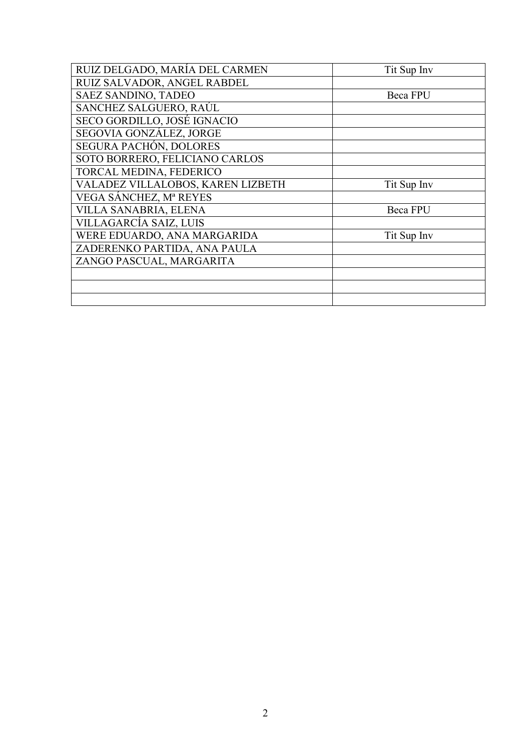| | |
|---|---|
| RUIZ DELGADO, MARÍA DEL CARMEN | Tit Sup Inv |
| RUIZ SALVADOR, ANGEL RABDEL | |
| SAEZ SANDINO, TADEO | Beca FPU |
| SANCHEZ SALGUERO, RAÚL | |
| SECO GORDILLO, JOSÉ IGNACIO | |
| SEGOVIA GONZÁLEZ, JORGE | |
| SEGURA PACHÓN, DOLORES | |
| SOTO BORRERO, FELICIANO CARLOS | |
| TORCAL MEDINA, FEDERICO | |
| VALADEZ VILLALOBOS, KAREN LIZBETH | Tit Sup Inv |
| VEGA SÁNCHEZ, Mª REYES | |
| VILLA SANABRIA, ELENA | Beca FPU |
| VILLAGARCÍA SAIZ, LUIS | |
| WERE EDUARDO, ANA MARGARIDA | Tit Sup Inv |
| ZADERENKO PARTIDA, ANA PAULA | |
| ZANGO PASCUAL, MARGARITA | |
| | |
| | |
| | |